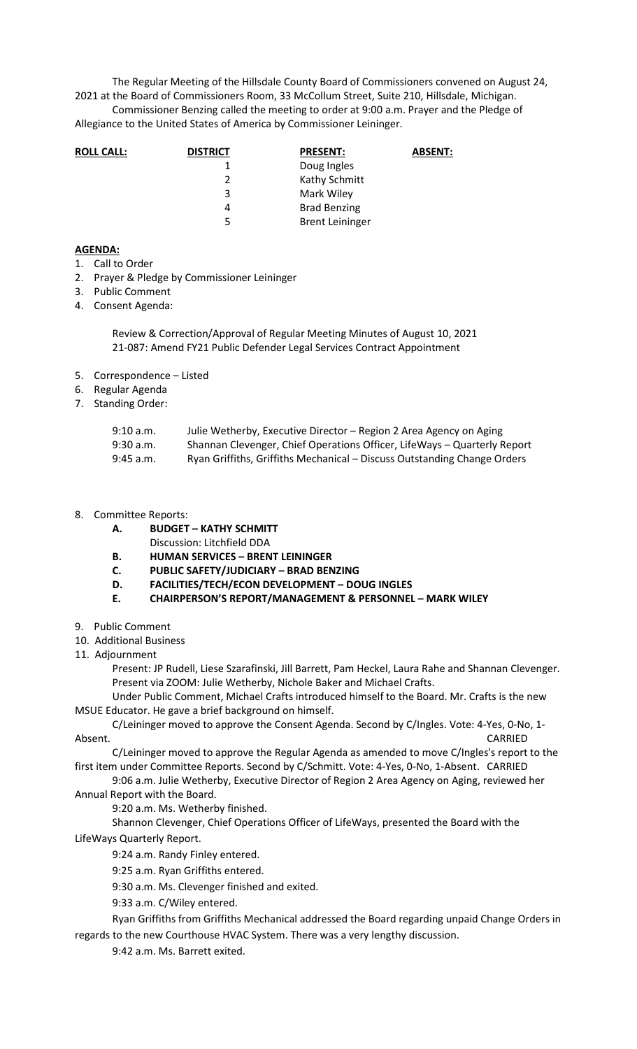The Regular Meeting of the Hillsdale County Board of Commissioners convened on August 24, 2021 at the Board of Commissioners Room, 33 McCollum Street, Suite 210, Hillsdale, Michigan.

Commissioner Benzing called the meeting to order at 9:00 a.m. Prayer and the Pledge of Allegiance to the United States of America by Commissioner Leininger.

| **ROLL CALL:** | **DISTRICT** | **PRESENT:** | **ABSENT:** |
|---|---|---|---|
| | 1 | Doug Ingles | |
| | 2 | Kathy Schmitt | |
| | 3 | Mark Wiley | |
| | 4 | Brad Benzing | |
| | 5 | Brent Leininger | |

**AGENDA:**

1. Call to Order
2. Prayer & Pledge by Commissioner Leininger
3. Public Comment
4. Consent Agenda:

   Review & Correction/Approval of Regular Meeting Minutes of August 10, 2021
   21-087: Amend FY21 Public Defender Legal Services Contract Appointment

5. Correspondence – Listed
6. Regular Agenda
7. Standing Order:

   | | |
   |---|---|
   | 9:10 a.m. | Julie Wetherby, Executive Director – Region 2 Area Agency on Aging |
   | 9:30 a.m. | Shannan Clevenger, Chief Operations Officer, LifeWays – Quarterly Report |
   | 9:45 a.m. | Ryan Griffiths, Griffiths Mechanical – Discuss Outstanding Change Orders |

8. Committee Reports:
   - **A. BUDGET – KATHY SCHMITT**
     Discussion: Litchfield DDA
   - **B. HUMAN SERVICES – BRENT LEININGER**
   - **C. PUBLIC SAFETY/JUDICIARY – BRAD BENZING**
   - **D. FACILITIES/TECH/ECON DEVELOPMENT – DOUG INGLES**
   - **E. CHAIRPERSON'S REPORT/MANAGEMENT & PERSONNEL – MARK WILEY**
9. Public Comment
10. Additional Business
11. Adjournment

Present: JP Rudell, Liese Szarafinski, Jill Barrett, Pam Heckel, Laura Rahe and Shannan Clevenger. Present via ZOOM: Julie Wetherby, Nichole Baker and Michael Crafts.

Under Public Comment, Michael Crafts introduced himself to the Board. Mr. Crafts is the new MSUE Educator. He gave a brief background on himself.

C/Leininger moved to approve the Consent Agenda. Second by C/Ingles. Vote: 4-Yes, 0-No, 1-Absent. CARRIED

C/Leininger moved to approve the Regular Agenda as amended to move C/Ingles's report to the first item under Committee Reports. Second by C/Schmitt. Vote: 4-Yes, 0-No, 1-Absent. CARRIED

9:06 a.m. Julie Wetherby, Executive Director of Region 2 Area Agency on Aging, reviewed her Annual Report with the Board.

9:20 a.m. Ms. Wetherby finished.

Shannon Clevenger, Chief Operations Officer of LifeWays, presented the Board with the LifeWays Quarterly Report.

9:24 a.m. Randy Finley entered.

9:25 a.m. Ryan Griffiths entered.

9:30 a.m. Ms. Clevenger finished and exited.

9:33 a.m. C/Wiley entered.

Ryan Griffiths from Griffiths Mechanical addressed the Board regarding unpaid Change Orders in regards to the new Courthouse HVAC System. There was a very lengthy discussion.

9:42 a.m. Ms. Barrett exited.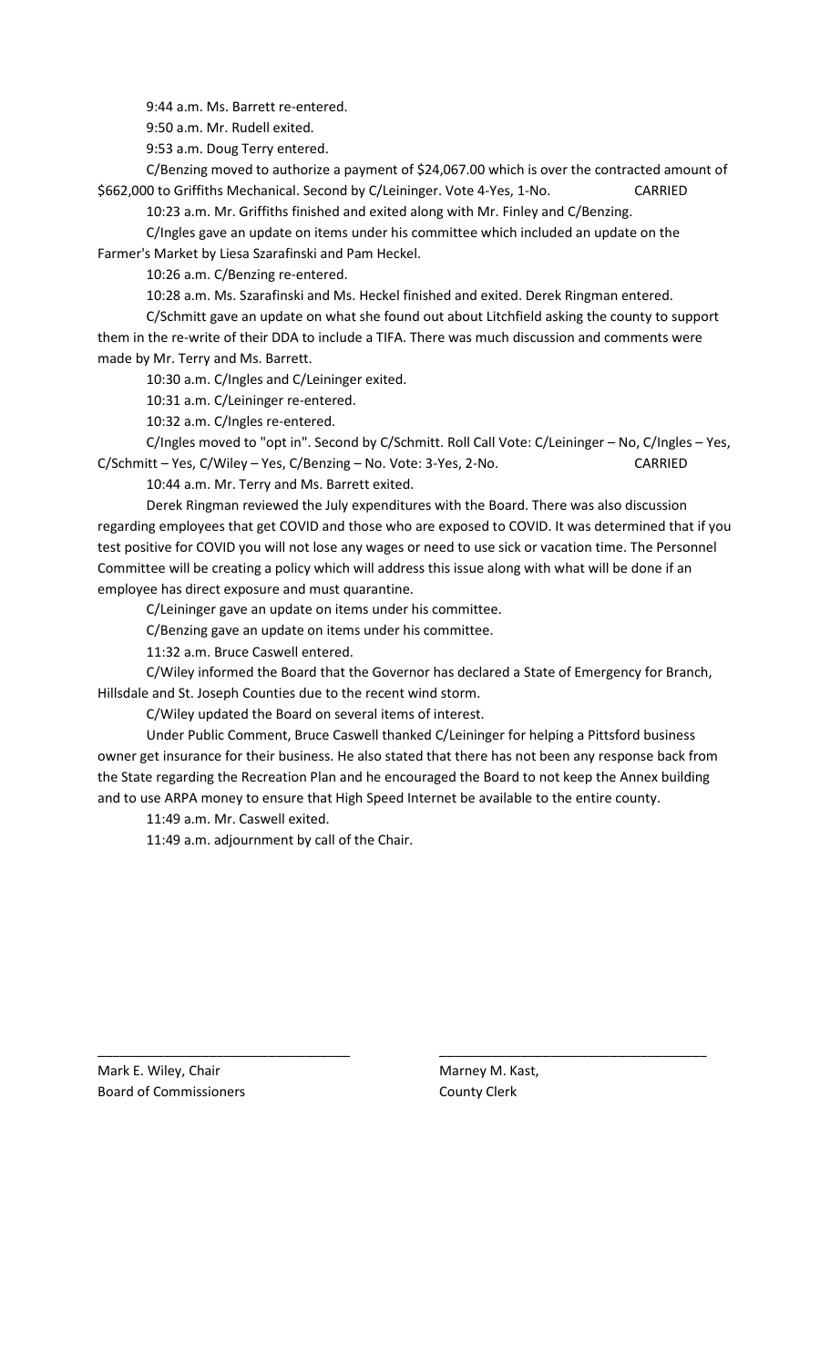9:44 a.m. Ms. Barrett re-entered.

9:50 a.m. Mr. Rudell exited.

9:53 a.m. Doug Terry entered.

C/Benzing moved to authorize a payment of $24,067.00 which is over the contracted amount of $662,000 to Griffiths Mechanical. Second by C/Leininger. Vote 4-Yes, 1-No. CARRIED

10:23 a.m. Mr. Griffiths finished and exited along with Mr. Finley and C/Benzing.

C/Ingles gave an update on items under his committee which included an update on the Farmer's Market by Liesa Szarafinski and Pam Heckel.

10:26 a.m. C/Benzing re-entered.

10:28 a.m. Ms. Szarafinski and Ms. Heckel finished and exited. Derek Ringman entered.

C/Schmitt gave an update on what she found out about Litchfield asking the county to support them in the re-write of their DDA to include a TIFA. There was much discussion and comments were made by Mr. Terry and Ms. Barrett.

10:30 a.m. C/Ingles and C/Leininger exited.

10:31 a.m. C/Leininger re-entered.

10:32 a.m. C/Ingles re-entered.

C/Ingles moved to "opt in". Second by C/Schmitt. Roll Call Vote: C/Leininger – No, C/Ingles – Yes, C/Schmitt – Yes, C/Wiley – Yes, C/Benzing – No. Vote: 3-Yes, 2-No. CARRIED

10:44 a.m. Mr. Terry and Ms. Barrett exited.

Derek Ringman reviewed the July expenditures with the Board. There was also discussion regarding employees that get COVID and those who are exposed to COVID. It was determined that if you test positive for COVID you will not lose any wages or need to use sick or vacation time. The Personnel Committee will be creating a policy which will address this issue along with what will be done if an employee has direct exposure and must quarantine.

C/Leininger gave an update on items under his committee.

C/Benzing gave an update on items under his committee.

11:32 a.m. Bruce Caswell entered.

C/Wiley informed the Board that the Governor has declared a State of Emergency for Branch, Hillsdale and St. Joseph Counties due to the recent wind storm.

C/Wiley updated the Board on several items of interest.

Under Public Comment, Bruce Caswell thanked C/Leininger for helping a Pittsford business owner get insurance for their business. He also stated that there has not been any response back from the State regarding the Recreation Plan and he encouraged the Board to not keep the Annex building and to use ARPA money to ensure that High Speed Internet be available to the entire county.

11:49 a.m. Mr. Caswell exited.

11:49 a.m. adjournment by call of the Chair.

\_\_\_\_\_\_\_\_\_\_\_\_\_\_\_\_\_\_\_\_\_\_\_\_\_\_\_\_\_\_\_\_\_\_

Mark E. Wiley, Chair
Board of Commissioners

\_\_\_\_\_\_\_\_\_\_\_\_\_\_\_\_\_\_\_\_\_\_\_\_\_\_\_\_\_\_\_\_\_\_

Marney M. Kast,
County Clerk